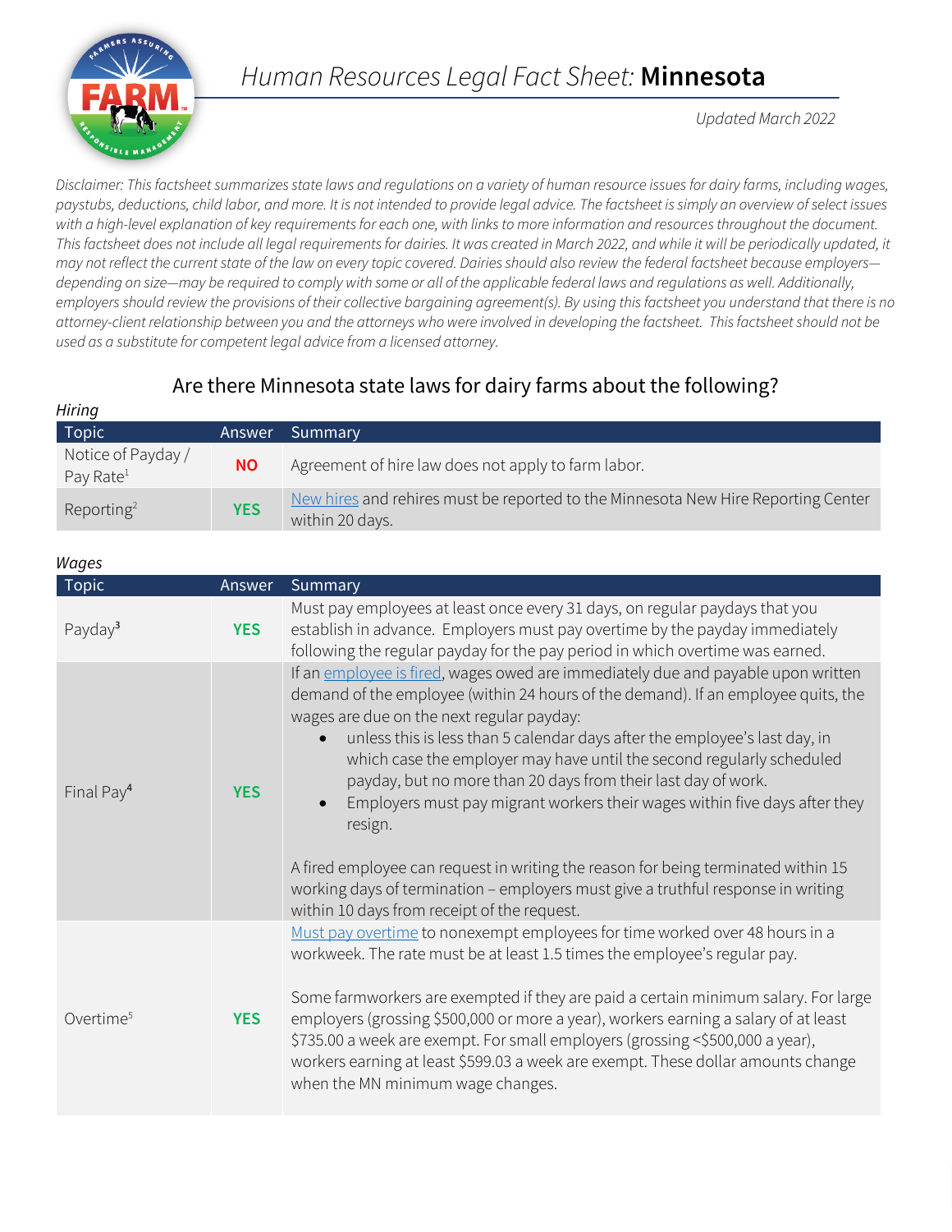# Human Resources Legal Fact Sheet: **Minnesota**

*Updated March 2022*

*Disclaimer: This factsheet summarizes state laws and regulations on a variety of human resource issues for dairy farms, including wages, paystubs, deductions, child labor, and more. It is not intended to provide legal advice. The factsheet is simply an overview of select issues with a high-level explanation of key requirements for each one, with links to more information and resources throughout the document. This factsheet does not include all legal requirements for dairies. It was created in March 2022, and while it will be periodically updated, it may not reflect the current state of the law on every topic covered. Dairies should also review the federal factsheet because employers—depending on size—may be required to comply with some or all of the applicable federal laws and regulations as well. Additionally, employers should review the provisions of their collective bargaining agreement(s). By using this factsheet you understand that there is no attorney-client relationship between you and the attorneys who were involved in developing the factsheet. This factsheet should not be used as a substitute for competent legal advice from a licensed attorney.*

## Are there Minnesota state laws for dairy farms about the following?

*Hiring*

| Topic | Answer | Summary |
|---|---|---|
| Notice of Payday / Pay Rate[1] | **NO** | Agreement of hire law does not apply to farm labor. |
| Reporting[2] | **YES** | New hires and rehires must be reported to the Minnesota New Hire Reporting Center within 20 days. |

*Wages*

| Topic | Answer | Summary |
|---|---|---|
| Payday[3] | **YES** | Must pay employees at least once every 31 days, on regular paydays that you establish in advance. Employers must pay overtime by the payday immediately following the regular payday for the pay period in which overtime was earned. |
| Final Pay[4] | **YES** | If an employee is fired, wages owed are immediately due and payable upon written demand of the employee (within 24 hours of the demand). If an employee quits, the wages are due on the next regular payday: <br>• unless this is less than 5 calendar days after the employee's last day, in which case the employer may have until the second regularly scheduled payday, but no more than 20 days from their last day of work. <br>• Employers must pay migrant workers their wages within five days after they resign. <br><br>A fired employee can request in writing the reason for being terminated within 15 working days of termination – employers must give a truthful response in writing within 10 days from receipt of the request. |
| Overtime[5] | **YES** | Must pay overtime to nonexempt employees for time worked over 48 hours in a workweek. The rate must be at least 1.5 times the employee's regular pay. <br><br>Some farmworkers are exempted if they are paid a certain minimum salary. For large employers (grossing $500,000 or more a year), workers earning a salary of at least $735.00 a week are exempt. For small employers (grossing <$500,000 a year), workers earning at least $599.03 a week are exempt. These dollar amounts change when the MN minimum wage changes. |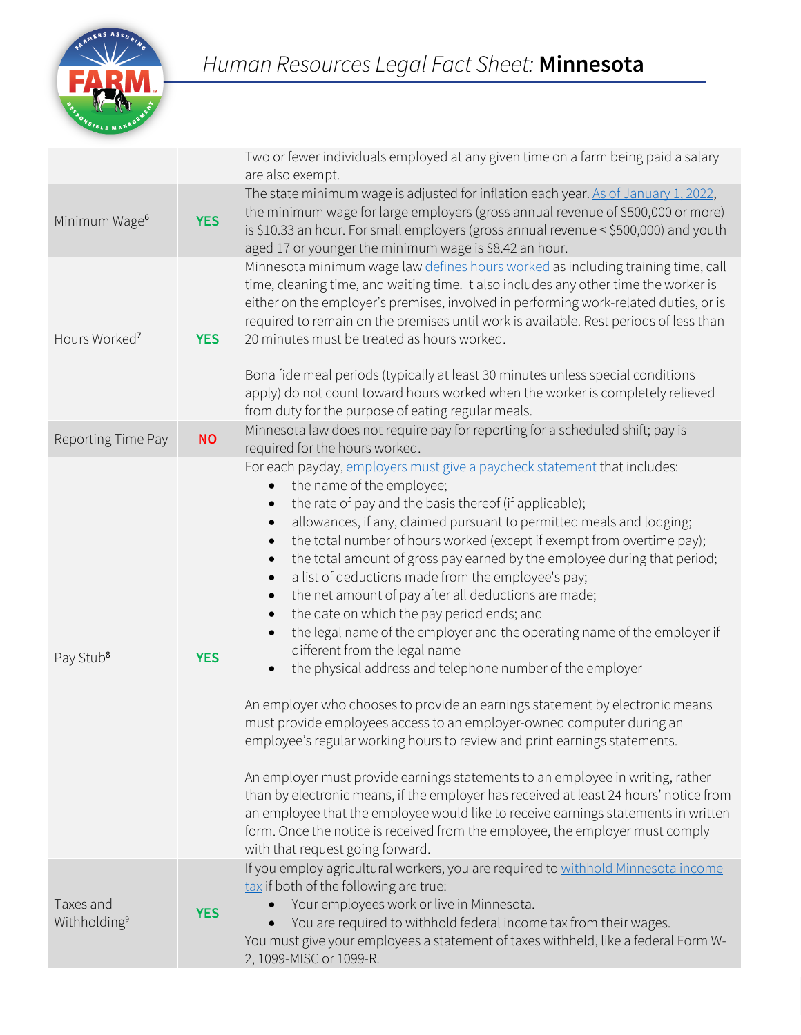# Human Resources Legal Fact Sheet: **Minnesota**

| | | |
|---|---|---|
| | | Two or fewer individuals employed at any given time on a farm being paid a salary are also exempt. |
| Minimum Wage[6] | **YES** | The state minimum wage is adjusted for inflation each year. As of January 1, 2022, the minimum wage for large employers (gross annual revenue of $500,000 or more) is $10.33 an hour. For small employers (gross annual revenue < $500,000) and youth aged 17 or younger the minimum wage is $8.42 an hour. |
| Hours Worked[7] | **YES** | Minnesota minimum wage law defines hours worked as including training time, call time, cleaning time, and waiting time. It also includes any other time the worker is either on the employer's premises, involved in performing work-related duties, or is required to remain on the premises until work is available. Rest periods of less than 20 minutes must be treated as hours worked.<br><br>Bona fide meal periods (typically at least 30 minutes unless special conditions apply) do not count toward hours worked when the worker is completely relieved from duty for the purpose of eating regular meals. |
| Reporting Time Pay | **NO** | Minnesota law does not require pay for reporting for a scheduled shift; pay is required for the hours worked. |
| Pay Stub[8] | **YES** | For each payday, employers must give a paycheck statement that includes:<br>• the name of the employee;<br>• the rate of pay and the basis thereof (if applicable);<br>• allowances, if any, claimed pursuant to permitted meals and lodging;<br>• the total number of hours worked (except if exempt from overtime pay);<br>• the total amount of gross pay earned by the employee during that period;<br>• a list of deductions made from the employee's pay;<br>• the net amount of pay after all deductions are made;<br>• the date on which the pay period ends; and<br>• the legal name of the employer and the operating name of the employer if different from the legal name<br>• the physical address and telephone number of the employer<br><br>An employer who chooses to provide an earnings statement by electronic means must provide employees access to an employer-owned computer during an employee's regular working hours to review and print earnings statements.<br><br>An employer must provide earnings statements to an employee in writing, rather than by electronic means, if the employer has received at least 24 hours' notice from an employee that the employee would like to receive earnings statements in written form. Once the notice is received from the employee, the employer must comply with that request going forward. |
| Taxes and Withholding[9] | **YES** | If you employ agricultural workers, you are required to withhold Minnesota income tax if both of the following are true:<br>• Your employees work or live in Minnesota.<br>• You are required to withhold federal income tax from their wages.<br>You must give your employees a statement of taxes withheld, like a federal Form W-2, 1099-MISC or 1099-R. |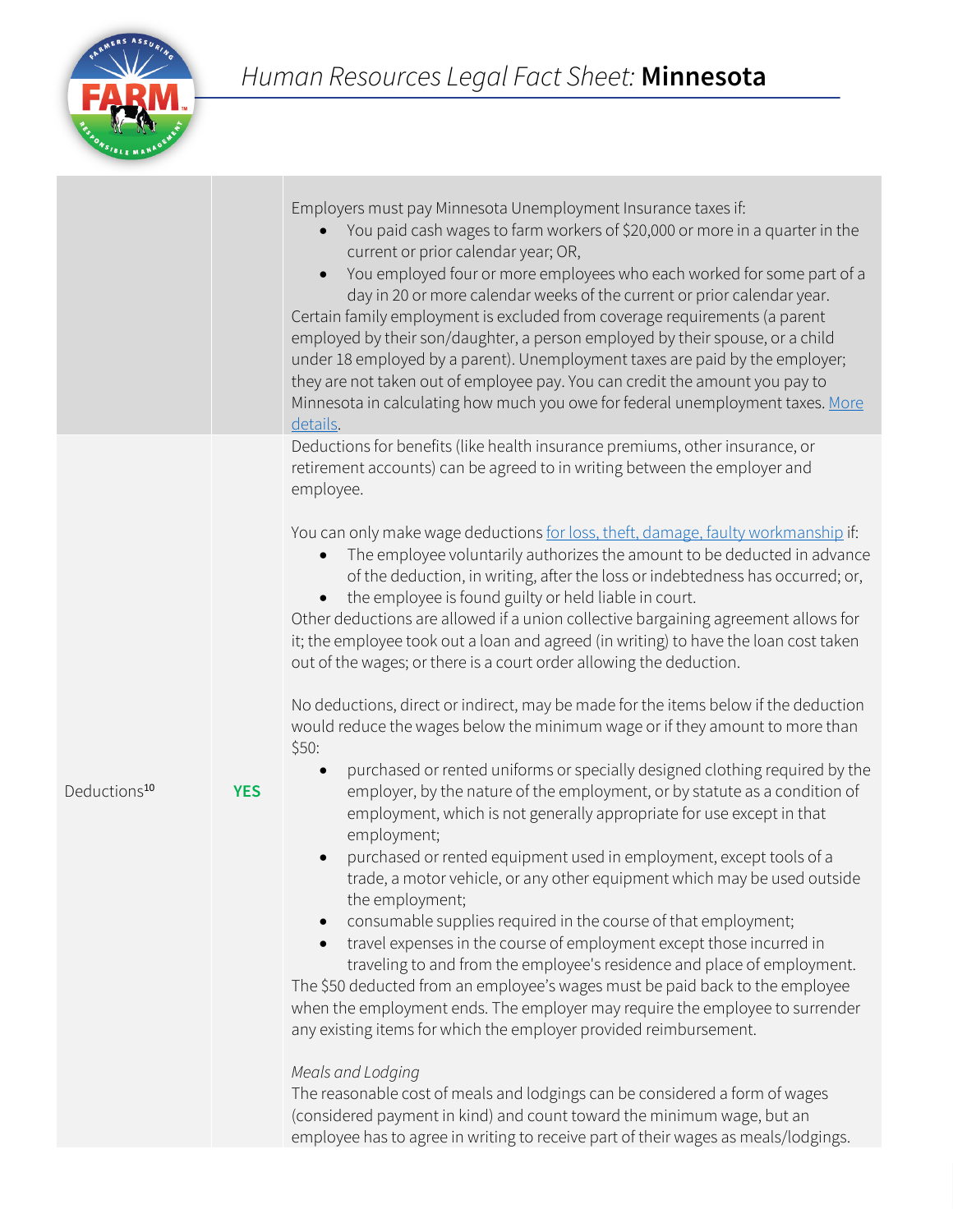| | | |
|---|---|---|
| | | Employers must pay Minnesota Unemployment Insurance taxes if:<br>• You paid cash wages to farm workers of $20,000 or more in a quarter in the current or prior calendar year; OR,<br>• You employed four or more employees who each worked for some part of a day in 20 or more calendar weeks of the current or prior calendar year.<br>Certain family employment is excluded from coverage requirements (a parent employed by their son/daughter, a person employed by their spouse, or a child under 18 employed by a parent). Unemployment taxes are paid by the employer; they are not taken out of employee pay. You can credit the amount you pay to Minnesota in calculating how much you owe for federal unemployment taxes. More details. |
| Deductions[10] | **YES** | Deductions for benefits (like health insurance premiums, other insurance, or retirement accounts) can be agreed to in writing between the employer and employee.<br><br>You can only make wage deductions for loss, theft, damage, faulty workmanship if:<br>• The employee voluntarily authorizes the amount to be deducted in advance of the deduction, in writing, after the loss or indebtedness has occurred; or,<br>• the employee is found guilty or held liable in court.<br>Other deductions are allowed if a union collective bargaining agreement allows for it; the employee took out a loan and agreed (in writing) to have the loan cost taken out of the wages; or there is a court order allowing the deduction.<br><br>No deductions, direct or indirect, may be made for the items below if the deduction would reduce the wages below the minimum wage or if they amount to more than $50:<br>• purchased or rented uniforms or specially designed clothing required by the employer, by the nature of the employment, or by statute as a condition of employment, which is not generally appropriate for use except in that employment;<br>• purchased or rented equipment used in employment, except tools of a trade, a motor vehicle, or any other equipment which may be used outside the employment;<br>• consumable supplies required in the course of that employment;<br>• travel expenses in the course of employment except those incurred in traveling to and from the employee's residence and place of employment.<br>The $50 deducted from an employee's wages must be paid back to the employee when the employment ends. The employer may require the employee to surrender any existing items for which the employer provided reimbursement.<br><br>*Meals and Lodging*<br>The reasonable cost of meals and lodgings can be considered a form of wages (considered payment in kind) and count toward the minimum wage, but an employee has to agree in writing to receive part of their wages as meals/lodgings. |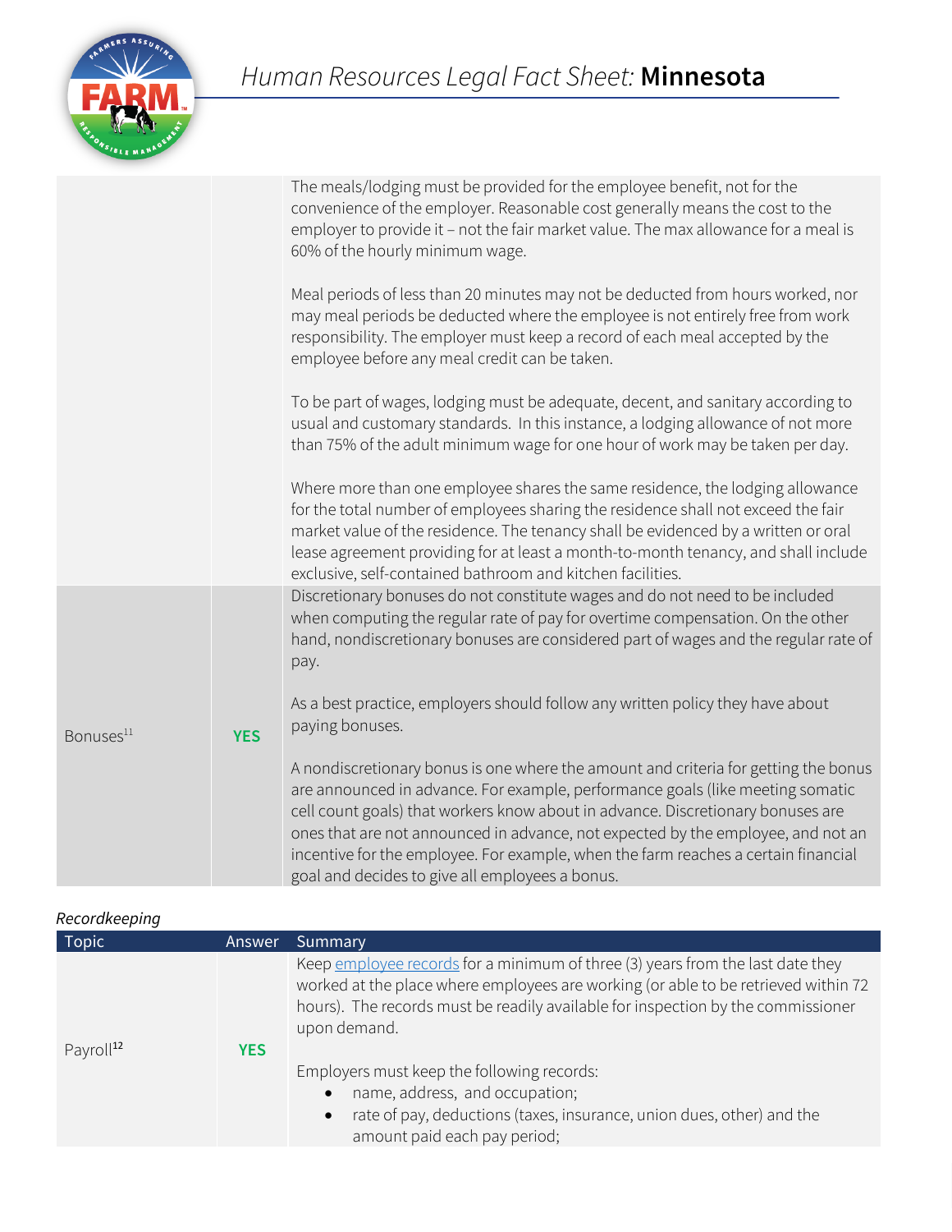| | | |
|---|---|---|
| | | The meals/lodging must be provided for the employee benefit, not for the convenience of the employer. Reasonable cost generally means the cost to the employer to provide it – not the fair market value. The max allowance for a meal is 60% of the hourly minimum wage.<br><br>Meal periods of less than 20 minutes may not be deducted from hours worked, nor may meal periods be deducted where the employee is not entirely free from work responsibility. The employer must keep a record of each meal accepted by the employee before any meal credit can be taken.<br><br>To be part of wages, lodging must be adequate, decent, and sanitary according to usual and customary standards. In this instance, a lodging allowance of not more than 75% of the adult minimum wage for one hour of work may be taken per day.<br><br>Where more than one employee shares the same residence, the lodging allowance for the total number of employees sharing the residence shall not exceed the fair market value of the residence. The tenancy shall be evidenced by a written or oral lease agreement providing for at least a month-to-month tenancy, and shall include exclusive, self-contained bathroom and kitchen facilities. |
| Bonuses[11] | **YES** | Discretionary bonuses do not constitute wages and do not need to be included when computing the regular rate of pay for overtime compensation. On the other hand, nondiscretionary bonuses are considered part of wages and the regular rate of pay.<br><br>As a best practice, employers should follow any written policy they have about paying bonuses.<br><br>A nondiscretionary bonus is one where the amount and criteria for getting the bonus are announced in advance. For example, performance goals (like meeting somatic cell count goals) that workers know about in advance. Discretionary bonuses are ones that are not announced in advance, not expected by the employee, and not an incentive for the employee. For example, when the farm reaches a certain financial goal and decides to give all employees a bonus. |

*Recordkeeping*

| Topic | Answer | Summary |
|---|---|---|
| Payroll[12] | **YES** | Keep employee records for a minimum of three (3) years from the last date they worked at the place where employees are working (or able to be retrieved within 72 hours). The records must be readily available for inspection by the commissioner upon demand.<br><br>Employers must keep the following records:<br>• name, address, and occupation;<br>• rate of pay, deductions (taxes, insurance, union dues, other) and the amount paid each pay period; |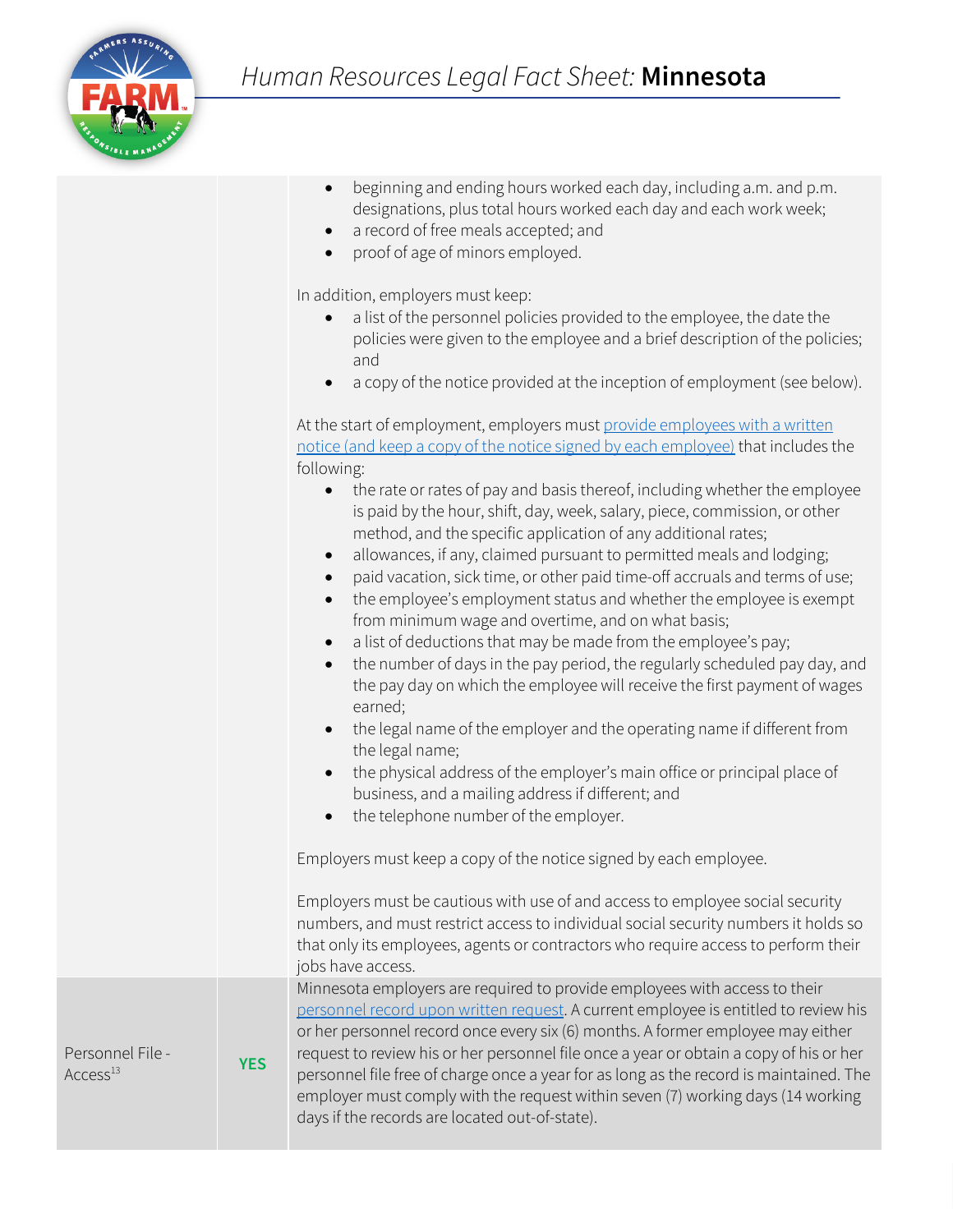| | | |
|---|---|---|
| | | • beginning and ending hours worked each day, including a.m. and p.m. designations, plus total hours worked each day and each work week;<br>• a record of free meals accepted; and<br>• proof of age of minors employed.<br><br>In addition, employers must keep:<br>• a list of the personnel policies provided to the employee, the date the policies were given to the employee and a brief description of the policies; and<br>• a copy of the notice provided at the inception of employment (see below).<br><br>At the start of employment, employers must provide employees with a written notice (and keep a copy of the notice signed by each employee) that includes the following:<br>• the rate or rates of pay and basis thereof, including whether the employee is paid by the hour, shift, day, week, salary, piece, commission, or other method, and the specific application of any additional rates;<br>• allowances, if any, claimed pursuant to permitted meals and lodging;<br>• paid vacation, sick time, or other paid time-off accruals and terms of use;<br>• the employee's employment status and whether the employee is exempt from minimum wage and overtime, and on what basis;<br>• a list of deductions that may be made from the employee's pay;<br>• the number of days in the pay period, the regularly scheduled pay day, and the pay day on which the employee will receive the first payment of wages earned;<br>• the legal name of the employer and the operating name if different from the legal name;<br>• the physical address of the employer's main office or principal place of business, and a mailing address if different; and<br>• the telephone number of the employer.<br><br>Employers must keep a copy of the notice signed by each employee.<br><br>Employers must be cautious with use of and access to employee social security numbers, and must restrict access to individual social security numbers it holds so that only its employees, agents or contractors who require access to perform their jobs have access. |
| Personnel File - Access[13] | **YES** | Minnesota employers are required to provide employees with access to their personnel record upon written request. A current employee is entitled to review his or her personnel record once every six (6) months. A former employee may either request to review his or her personnel file once a year or obtain a copy of his or her personnel file free of charge once a year for as long as the record is maintained. The employer must comply with the request within seven (7) working days (14 working days if the records are located out-of-state). |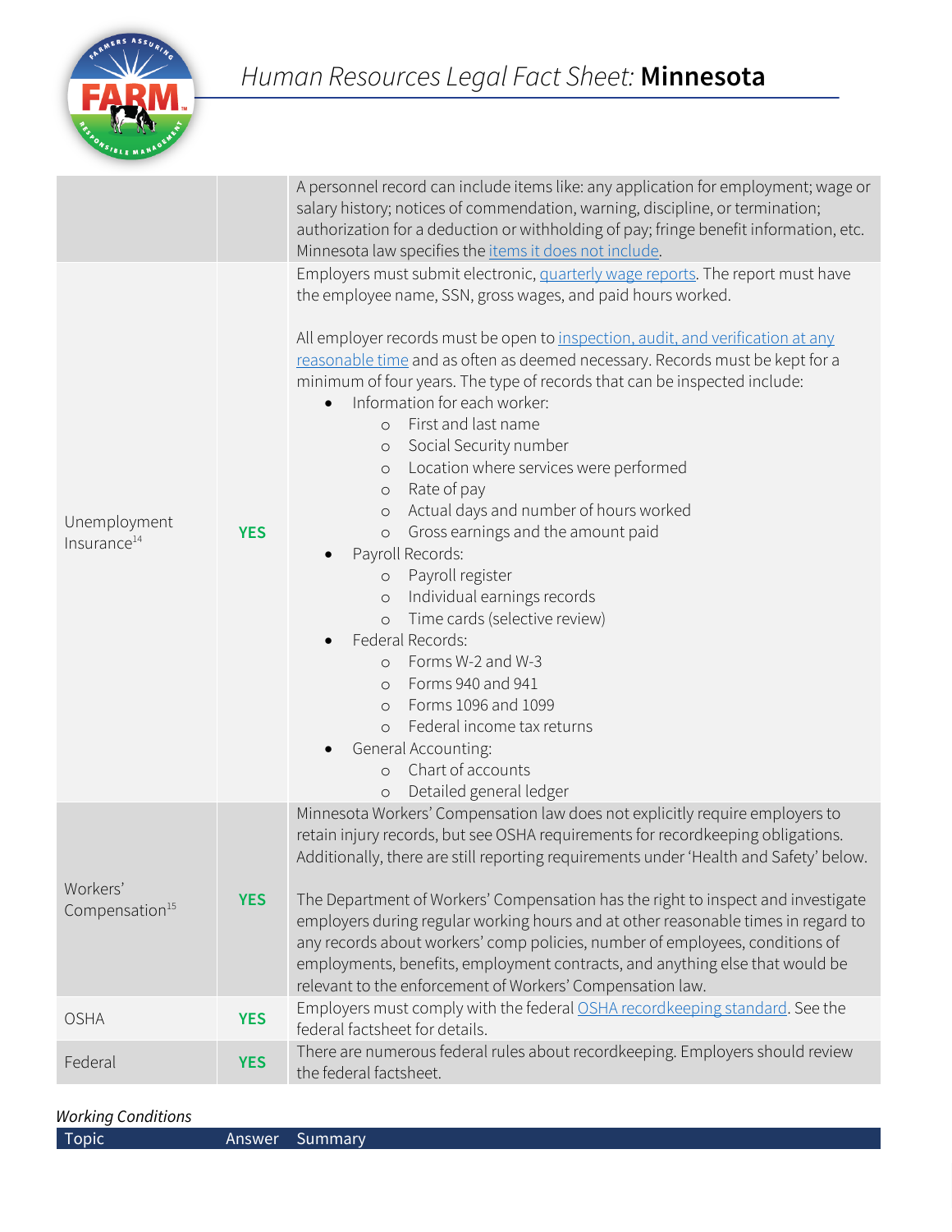| | | |
|---|---|---|
| | | A personnel record can include items like: any application for employment; wage or salary history; notices of commendation, warning, discipline, or termination; authorization for a deduction or withholding of pay; fringe benefit information, etc. Minnesota law specifies the items it does not include. |
| Unemployment Insurance[14] | **YES** | Employers must submit electronic, quarterly wage reports. The report must have the employee name, SSN, gross wages, and paid hours worked.<br><br>All employer records must be open to inspection, audit, and verification at any reasonable time and as often as deemed necessary. Records must be kept for a minimum of four years. The type of records that can be inspected include:<br>• Information for each worker:<br>  ○ First and last name<br>  ○ Social Security number<br>  ○ Location where services were performed<br>  ○ Rate of pay<br>  ○ Actual days and number of hours worked<br>  ○ Gross earnings and the amount paid<br>• Payroll Records:<br>  ○ Payroll register<br>  ○ Individual earnings records<br>  ○ Time cards (selective review)<br>• Federal Records:<br>  ○ Forms W-2 and W-3<br>  ○ Forms 940 and 941<br>  ○ Forms 1096 and 1099<br>  ○ Federal income tax returns<br>• General Accounting:<br>  ○ Chart of accounts<br>  ○ Detailed general ledger |
| Workers' Compensation[15] | **YES** | Minnesota Workers' Compensation law does not explicitly require employers to retain injury records, but see OSHA requirements for recordkeeping obligations. Additionally, there are still reporting requirements under 'Health and Safety' below.<br><br>The Department of Workers' Compensation has the right to inspect and investigate employers during regular working hours and at other reasonable times in regard to any records about workers' comp policies, number of employees, conditions of employments, benefits, employment contracts, and anything else that would be relevant to the enforcement of Workers' Compensation law. |
| OSHA | **YES** | Employers must comply with the federal OSHA recordkeeping standard. See the federal factsheet for details. |
| Federal | **YES** | There are numerous federal rules about recordkeeping. Employers should review the federal factsheet. |

*Working Conditions*

| Topic | Answer | Summary |
|---|---|---|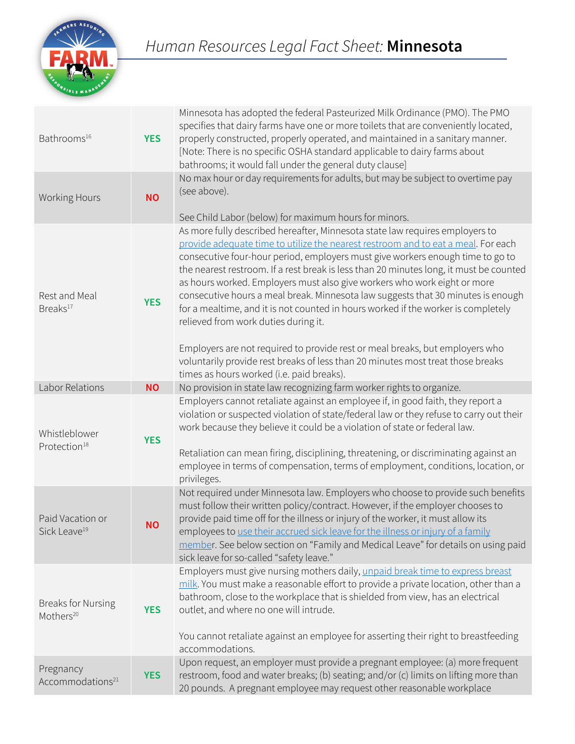# Human Resources Legal Fact Sheet: **Minnesota**

| | | |
|---|---|---|
| Bathrooms[16] | **YES** | Minnesota has adopted the federal Pasteurized Milk Ordinance (PMO). The PMO specifies that dairy farms have one or more toilets that are conveniently located, properly constructed, properly operated, and maintained in a sanitary manner. [Note: There is no specific OSHA standard applicable to dairy farms about bathrooms; it would fall under the general duty clause] |
| Working Hours | **NO** | No max hour or day requirements for adults, but may be subject to overtime pay (see above).<br><br>See Child Labor (below) for maximum hours for minors. |
| Rest and Meal Breaks[17] | **YES** | As more fully described hereafter, Minnesota state law requires employers to provide adequate time to utilize the nearest restroom and to eat a meal. For each consecutive four-hour period, employers must give workers enough time to go to the nearest restroom. If a rest break is less than 20 minutes long, it must be counted as hours worked. Employers must also give workers who work eight or more consecutive hours a meal break. Minnesota law suggests that 30 minutes is enough for a mealtime, and it is not counted in hours worked if the worker is completely relieved from work duties during it.<br><br>Employers are not required to provide rest or meal breaks, but employers who voluntarily provide rest breaks of less than 20 minutes most treat those breaks times as hours worked (i.e. paid breaks). |
| Labor Relations | **NO** | No provision in state law recognizing farm worker rights to organize. |
| Whistleblower Protection[18] | **YES** | Employers cannot retaliate against an employee if, in good faith, they report a violation or suspected violation of state/federal law or they refuse to carry out their work because they believe it could be a violation of state or federal law.<br><br>Retaliation can mean firing, disciplining, threatening, or discriminating against an employee in terms of compensation, terms of employment, conditions, location, or privileges. |
| Paid Vacation or Sick Leave[19] | **NO** | Not required under Minnesota law. Employers who choose to provide such benefits must follow their written policy/contract. However, if the employer chooses to provide paid time off for the illness or injury of the worker, it must allow its employees to use their accrued sick leave for the illness or injury of a family member. See below section on "Family and Medical Leave" for details on using paid sick leave for so-called "safety leave." |
| Breaks for Nursing Mothers[20] | **YES** | Employers must give nursing mothers daily, unpaid break time to express breast milk. You must make a reasonable effort to provide a private location, other than a bathroom, close to the workplace that is shielded from view, has an electrical outlet, and where no one will intrude.<br><br>You cannot retaliate against an employee for asserting their right to breastfeeding accommodations. |
| Pregnancy Accommodations[21] | **YES** | Upon request, an employer must provide a pregnant employee: (a) more frequent restroom, food and water breaks; (b) seating; and/or (c) limits on lifting more than 20 pounds. A pregnant employee may request other reasonable workplace |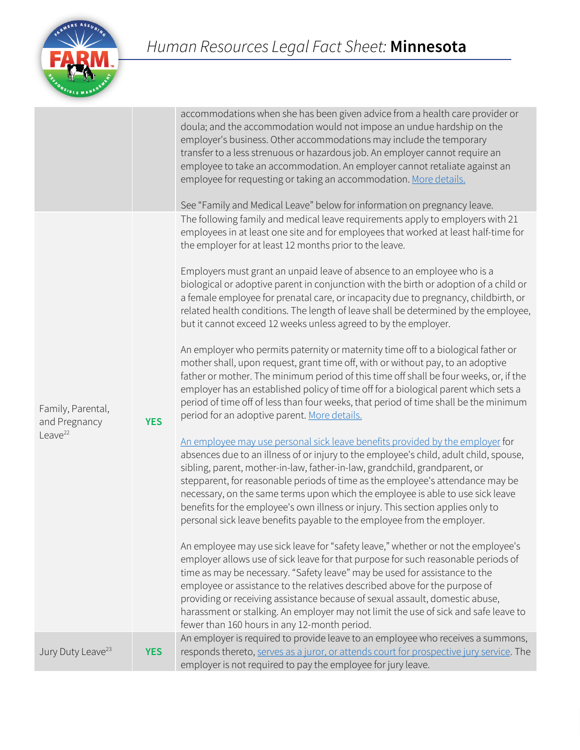| | | |
|---|---|---|
| | | accommodations when she has been given advice from a health care provider or doula; and the accommodation would not impose an undue hardship on the employer's business. Other accommodations may include the temporary transfer to a less strenuous or hazardous job. An employer cannot require an employee to take an accommodation. An employer cannot retaliate against an employee for requesting or taking an accommodation. More details.<br><br>See "Family and Medical Leave" below for information on pregnancy leave. |
| Family, Parental, and Pregnancy Leave[22] | **YES** | The following family and medical leave requirements apply to employers with 21 employees in at least one site and for employees that worked at least half-time for the employer for at least 12 months prior to the leave.<br><br>Employers must grant an unpaid leave of absence to an employee who is a biological or adoptive parent in conjunction with the birth or adoption of a child or a female employee for prenatal care, or incapacity due to pregnancy, childbirth, or related health conditions. The length of leave shall be determined by the employee, but it cannot exceed 12 weeks unless agreed to by the employer.<br><br>An employer who permits paternity or maternity time off to a biological father or mother shall, upon request, grant time off, with or without pay, to an adoptive father or mother. The minimum period of this time off shall be four weeks, or, if the employer has an established policy of time off for a biological parent which sets a period of time off of less than four weeks, that period of time shall be the minimum period for an adoptive parent. More details.<br><br>An employee may use personal sick leave benefits provided by the employer for absences due to an illness of or injury to the employee's child, adult child, spouse, sibling, parent, mother-in-law, father-in-law, grandchild, grandparent, or stepparent, for reasonable periods of time as the employee's attendance may be necessary, on the same terms upon which the employee is able to use sick leave benefits for the employee's own illness or injury. This section applies only to personal sick leave benefits payable to the employee from the employer.<br><br>An employee may use sick leave for "safety leave," whether or not the employee's employer allows use of sick leave for that purpose for such reasonable periods of time as may be necessary. "Safety leave" may be used for assistance to the employee or assistance to the relatives described above for the purpose of providing or receiving assistance because of sexual assault, domestic abuse, harassment or stalking. An employer may not limit the use of sick and safe leave to fewer than 160 hours in any 12-month period. |
| Jury Duty Leave[23] | **YES** | An employer is required to provide leave to an employee who receives a summons, responds thereto, serves as a juror, or attends court for prospective jury service. The employer is not required to pay the employee for jury leave. |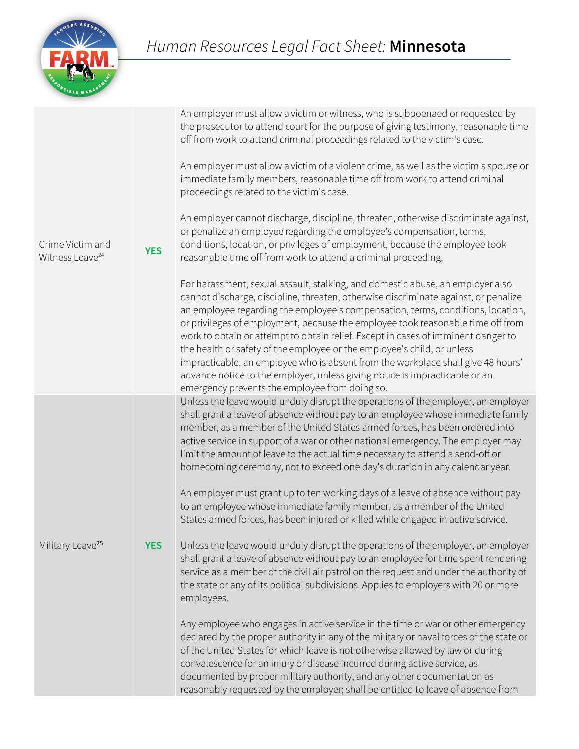| | | |
|---|---|---|
| Crime Victim and Witness Leave[24] | **YES** | An employer must allow a victim or witness, who is subpoenaed or requested by the prosecutor to attend court for the purpose of giving testimony, reasonable time off from work to attend criminal proceedings related to the victim's case.<br><br>An employer must allow a victim of a violent crime, as well as the victim's spouse or immediate family members, reasonable time off from work to attend criminal proceedings related to the victim's case.<br><br>An employer cannot discharge, discipline, threaten, otherwise discriminate against, or penalize an employee regarding the employee's compensation, terms, conditions, location, or privileges of employment, because the employee took reasonable time off from work to attend a criminal proceeding.<br><br>For harassment, sexual assault, stalking, and domestic abuse, an employer also cannot discharge, discipline, threaten, otherwise discriminate against, or penalize an employee regarding the employee's compensation, terms, conditions, location, or privileges of employment, because the employee took reasonable time off from work to obtain or attempt to obtain relief. Except in cases of imminent danger to the health or safety of the employee or the employee's child, or unless impracticable, an employee who is absent from the workplace shall give 48 hours' advance notice to the employer, unless giving notice is impracticable or an emergency prevents the employee from doing so. |
| Military Leave[25] | **YES** | Unless the leave would unduly disrupt the operations of the employer, an employer shall grant a leave of absence without pay to an employee whose immediate family member, as a member of the United States armed forces, has been ordered into active service in support of a war or other national emergency. The employer may limit the amount of leave to the actual time necessary to attend a send-off or homecoming ceremony, not to exceed one day's duration in any calendar year.<br><br>An employer must grant up to ten working days of a leave of absence without pay to an employee whose immediate family member, as a member of the United States armed forces, has been injured or killed while engaged in active service.<br><br>Unless the leave would unduly disrupt the operations of the employer, an employer shall grant a leave of absence without pay to an employee for time spent rendering service as a member of the civil air patrol on the request and under the authority of the state or any of its political subdivisions. Applies to employers with 20 or more employees.<br><br>Any employee who engages in active service in the time or war or other emergency declared by the proper authority in any of the military or naval forces of the state or of the United States for which leave is not otherwise allowed by law or during convalescence for an injury or disease incurred during active service, as documented by proper military authority, and any other documentation as reasonably requested by the employer; shall be entitled to leave of absence from |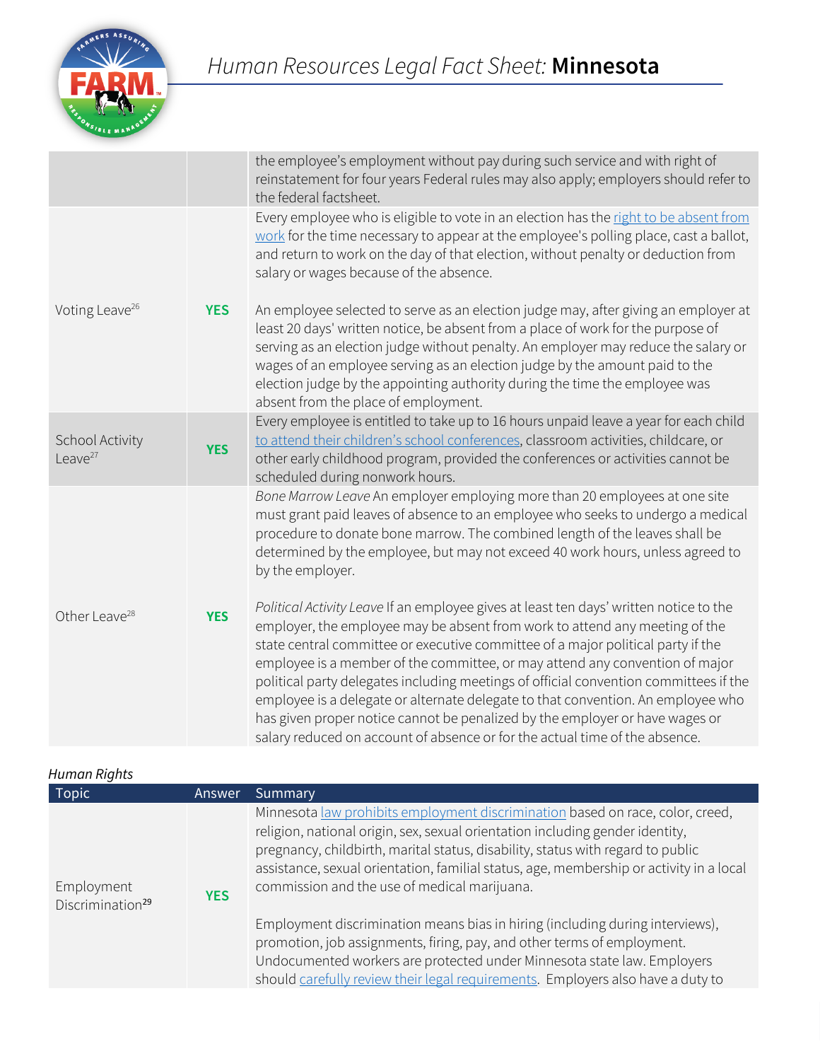| | | |
|---|---|---|
| | | the employee's employment without pay during such service and with right of reinstatement for four years Federal rules may also apply; employers should refer to the federal factsheet. |
| Voting Leave[26] | **YES** | Every employee who is eligible to vote in an election has the right to be absent from work for the time necessary to appear at the employee's polling place, cast a ballot, and return to work on the day of that election, without penalty or deduction from salary or wages because of the absence.<br><br>An employee selected to serve as an election judge may, after giving an employer at least 20 days' written notice, be absent from a place of work for the purpose of serving as an election judge without penalty. An employer may reduce the salary or wages of an employee serving as an election judge by the amount paid to the election judge by the appointing authority during the time the employee was absent from the place of employment. |
| School Activity Leave[27] | **YES** | Every employee is entitled to take up to 16 hours unpaid leave a year for each child to attend their children's school conferences, classroom activities, childcare, or other early childhood program, provided the conferences or activities cannot be scheduled during nonwork hours. |
| Other Leave[28] | **YES** | *Bone Marrow Leave* An employer employing more than 20 employees at one site must grant paid leaves of absence to an employee who seeks to undergo a medical procedure to donate bone marrow. The combined length of the leaves shall be determined by the employee, but may not exceed 40 work hours, unless agreed to by the employer.<br><br>*Political Activity Leave* If an employee gives at least ten days' written notice to the employer, the employee may be absent from work to attend any meeting of the state central committee or executive committee of a major political party if the employee is a member of the committee, or may attend any convention of major political party delegates including meetings of official convention committees if the employee is a delegate or alternate delegate to that convention. An employee who has given proper notice cannot be penalized by the employer or have wages or salary reduced on account of absence or for the actual time of the absence. |

*Human Rights*

| Topic | Answer | Summary |
|---|---|---|
| Employment Discrimination[29] | **YES** | Minnesota law prohibits employment discrimination based on race, color, creed, religion, national origin, sex, sexual orientation including gender identity, pregnancy, childbirth, marital status, disability, status with regard to public assistance, sexual orientation, familial status, age, membership or activity in a local commission and the use of medical marijuana.<br><br>Employment discrimination means bias in hiring (including during interviews), promotion, job assignments, firing, pay, and other terms of employment. Undocumented workers are protected under Minnesota state law. Employers should carefully review their legal requirements. Employers also have a duty to |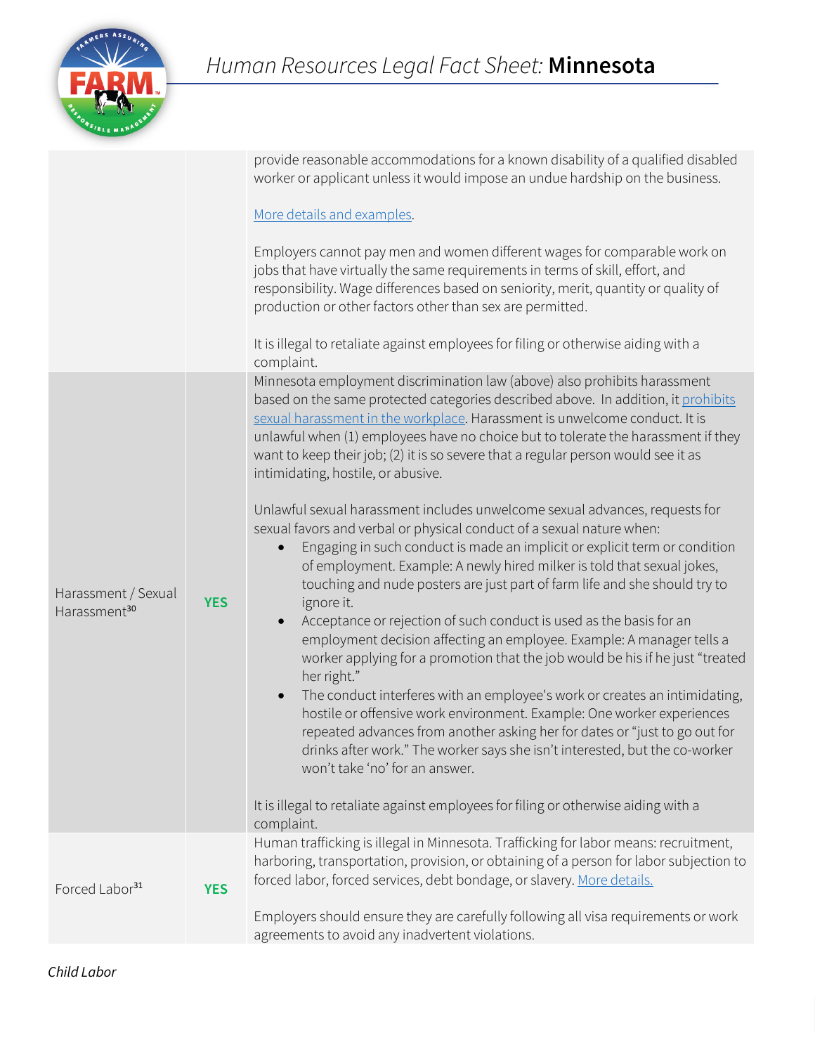| | | |
|---|---|---|
| | | provide reasonable accommodations for a known disability of a qualified disabled worker or applicant unless it would impose an undue hardship on the business.<br><br>More details and examples.<br><br>Employers cannot pay men and women different wages for comparable work on jobs that have virtually the same requirements in terms of skill, effort, and responsibility. Wage differences based on seniority, merit, quantity or quality of production or other factors other than sex are permitted.<br><br>It is illegal to retaliate against employees for filing or otherwise aiding with a complaint. |
| Harassment / Sexual Harassment[30] | **YES** | Minnesota employment discrimination law (above) also prohibits harassment based on the same protected categories described above. In addition, it prohibits sexual harassment in the workplace. Harassment is unwelcome conduct. It is unlawful when (1) employees have no choice but to tolerate the harassment if they want to keep their job; (2) it is so severe that a regular person would see it as intimidating, hostile, or abusive.<br><br>Unlawful sexual harassment includes unwelcome sexual advances, requests for sexual favors and verbal or physical conduct of a sexual nature when:<br>• Engaging in such conduct is made an implicit or explicit term or condition of employment. Example: A newly hired milker is told that sexual jokes, touching and nude posters are just part of farm life and she should try to ignore it.<br>• Acceptance or rejection of such conduct is used as the basis for an employment decision affecting an employee. Example: A manager tells a worker applying for a promotion that the job would be his if he just "treated her right."<br>• The conduct interferes with an employee's work or creates an intimidating, hostile or offensive work environment. Example: One worker experiences repeated advances from another asking her for dates or "just to go out for drinks after work." The worker says she isn't interested, but the co-worker won't take 'no' for an answer.<br><br>It is illegal to retaliate against employees for filing or otherwise aiding with a complaint. |
| Forced Labor[31] | **YES** | Human trafficking is illegal in Minnesota. Trafficking for labor means: recruitment, harboring, transportation, provision, or obtaining of a person for labor subjection to forced labor, forced services, debt bondage, or slavery. More details.<br><br>Employers should ensure they are carefully following all visa requirements or work agreements to avoid any inadvertent violations. |

*Child Labor*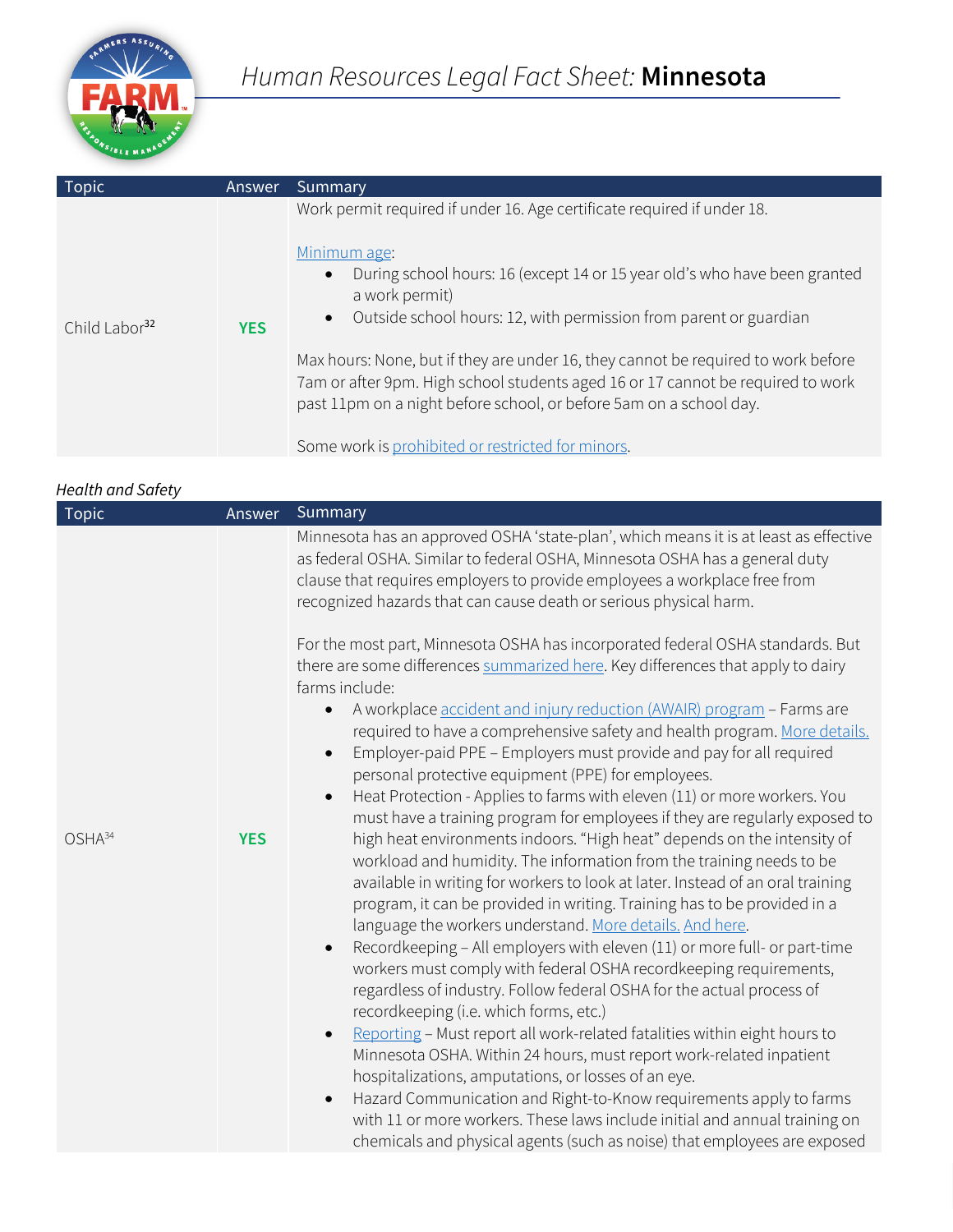# Human Resources Legal Fact Sheet: **Minnesota**

| Topic | Answer | Summary |
|---|---|---|
| Child Labor[32] | **YES** | Work permit required if under 16. Age certificate required if under 18.<br><br>Minimum age:<br>• During school hours: 16 (except 14 or 15 year old's who have been granted a work permit)<br>• Outside school hours: 12, with permission from parent or guardian<br><br>Max hours: None, but if they are under 16, they cannot be required to work before 7am or after 9pm. High school students aged 16 or 17 cannot be required to work past 11pm on a night before school, or before 5am on a school day.<br><br>Some work is prohibited or restricted for minors. |

*Health and Safety*

| Topic | Answer | Summary |
|---|---|---|
| OSHA[34] | **YES** | Minnesota has an approved OSHA 'state-plan', which means it is at least as effective as federal OSHA. Similar to federal OSHA, Minnesota OSHA has a general duty clause that requires employers to provide employees a workplace free from recognized hazards that can cause death or serious physical harm.<br><br>For the most part, Minnesota OSHA has incorporated federal OSHA standards. But there are some differences summarized here. Key differences that apply to dairy farms include:<br>• A workplace accident and injury reduction (AWAIR) program – Farms are required to have a comprehensive safety and health program. More details.<br>• Employer-paid PPE – Employers must provide and pay for all required personal protective equipment (PPE) for employees.<br>• Heat Protection - Applies to farms with eleven (11) or more workers. You must have a training program for employees if they are regularly exposed to high heat environments indoors. "High heat" depends on the intensity of workload and humidity. The information from the training needs to be available in writing for workers to look at later. Instead of an oral training program, it can be provided in writing. Training has to be provided in a language the workers understand. More details. And here.<br>• Recordkeeping – All employers with eleven (11) or more full- or part-time workers must comply with federal OSHA recordkeeping requirements, regardless of industry. Follow federal OSHA for the actual process of recordkeeping (i.e. which forms, etc.)<br>• Reporting – Must report all work-related fatalities within eight hours to Minnesota OSHA. Within 24 hours, must report work-related inpatient hospitalizations, amputations, or losses of an eye.<br>• Hazard Communication and Right-to-Know requirements apply to farms with 11 or more workers. These laws include initial and annual training on chemicals and physical agents (such as noise) that employees are exposed |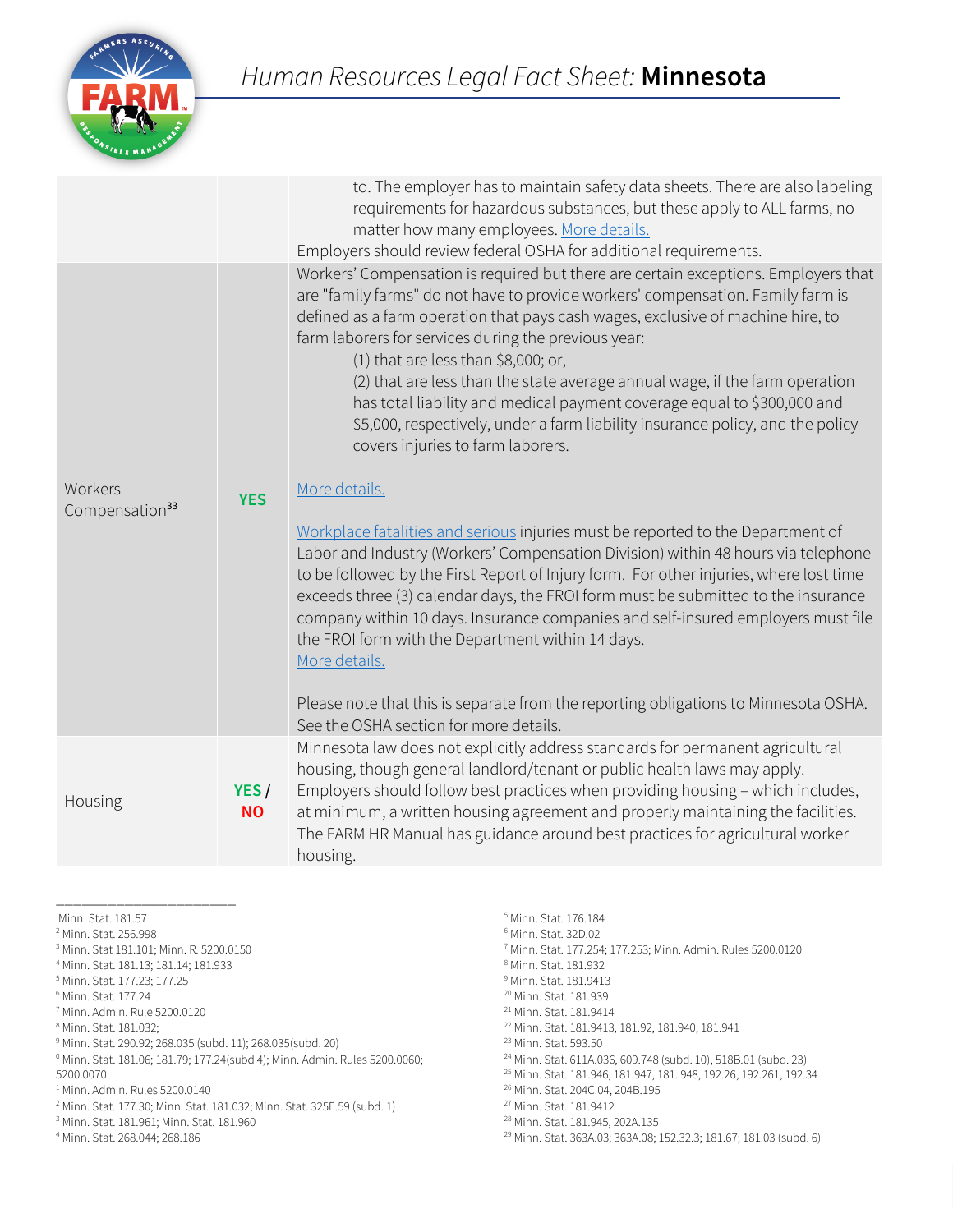| | | |
|---|---|---|
| | | to. The employer has to maintain safety data sheets. There are also labeling requirements for hazardous substances, but these apply to ALL farms, no matter how many employees. More details.<br>Employers should review federal OSHA for additional requirements. |
| Workers Compensation[33] | **YES** | Workers' Compensation is required but there are certain exceptions. Employers that are "family farms" do not have to provide workers' compensation. Family farm is defined as a farm operation that pays cash wages, exclusive of machine hire, to farm laborers for services during the previous year:<br>(1) that are less than $8,000; or,<br>(2) that are less than the state average annual wage, if the farm operation has total liability and medical payment coverage equal to $300,000 and $5,000, respectively, under a farm liability insurance policy, and the policy covers injuries to farm laborers.<br><br>More details.<br><br>Workplace fatalities and serious injuries must be reported to the Department of Labor and Industry (Workers' Compensation Division) within 48 hours via telephone to be followed by the First Report of Injury form. For other injuries, where lost time exceeds three (3) calendar days, the FROI form must be submitted to the insurance company within 10 days. Insurance companies and self-insured employers must file the FROI form with the Department within 14 days.<br>More details.<br><br>Please note that this is separate from the reporting obligations to Minnesota OSHA. See the OSHA section for more details. |
| Housing | **YES / NO** | Minnesota law does not explicitly address standards for permanent agricultural housing, though general landlord/tenant or public health laws may apply. Employers should follow best practices when providing housing – which includes, at minimum, a written housing agreement and properly maintaining the facilities. The FARM HR Manual has guidance around best practices for agricultural worker housing. |

---

Minn. Stat. 181.57
[2] Minn. Stat. 256.998
[3] Minn. Stat 181.101; Minn. R. 5200.0150
[4] Minn. Stat. 181.13; 181.14; 181.933
[5] Minn. Stat. 177.23; 177.25
[6] Minn. Stat. 177.24
[7] Minn. Admin. Rule 5200.0120
[8] Minn. Stat. 181.032;
[9] Minn. Stat. 290.92; 268.035 (subd. 11); 268.035(subd. 20)
[0] Minn. Stat. 181.06; 181.79; 177.24(subd 4); Minn. Admin. Rules 5200.0060; 5200.0070
[1] Minn. Admin. Rules 5200.0140
[2] Minn. Stat. 177.30; Minn. Stat. 181.032; Minn. Stat. 325E.59 (subd. 1)
[3] Minn. Stat. 181.961; Minn. Stat. 181.960
[4] Minn. Stat. 268.044; 268.186
[5] Minn. Stat. 176.184
[6] Minn. Stat. 32D.02
[7] Minn. Stat. 177.254; 177.253; Minn. Admin. Rules 5200.0120
[8] Minn. Stat. 181.932
[9] Minn. Stat. 181.9413
[20] Minn. Stat. 181.939
[21] Minn. Stat. 181.9414
[22] Minn. Stat. 181.9413, 181.92, 181.940, 181.941
[23] Minn. Stat. 593.50
[24] Minn. Stat. 611A.036, 609.748 (subd. 10), 518B.01 (subd. 23)
[25] Minn. Stat. 181.946, 181.947, 181. 948, 192.26, 192.261, 192.34
[26] Minn. Stat. 204C.04, 204B.195
[27] Minn. Stat. 181.9412
[28] Minn. Stat. 181.945, 202A.135
[29] Minn. Stat. 363A.03; 363A.08; 152.32.3; 181.67; 181.03 (subd. 6)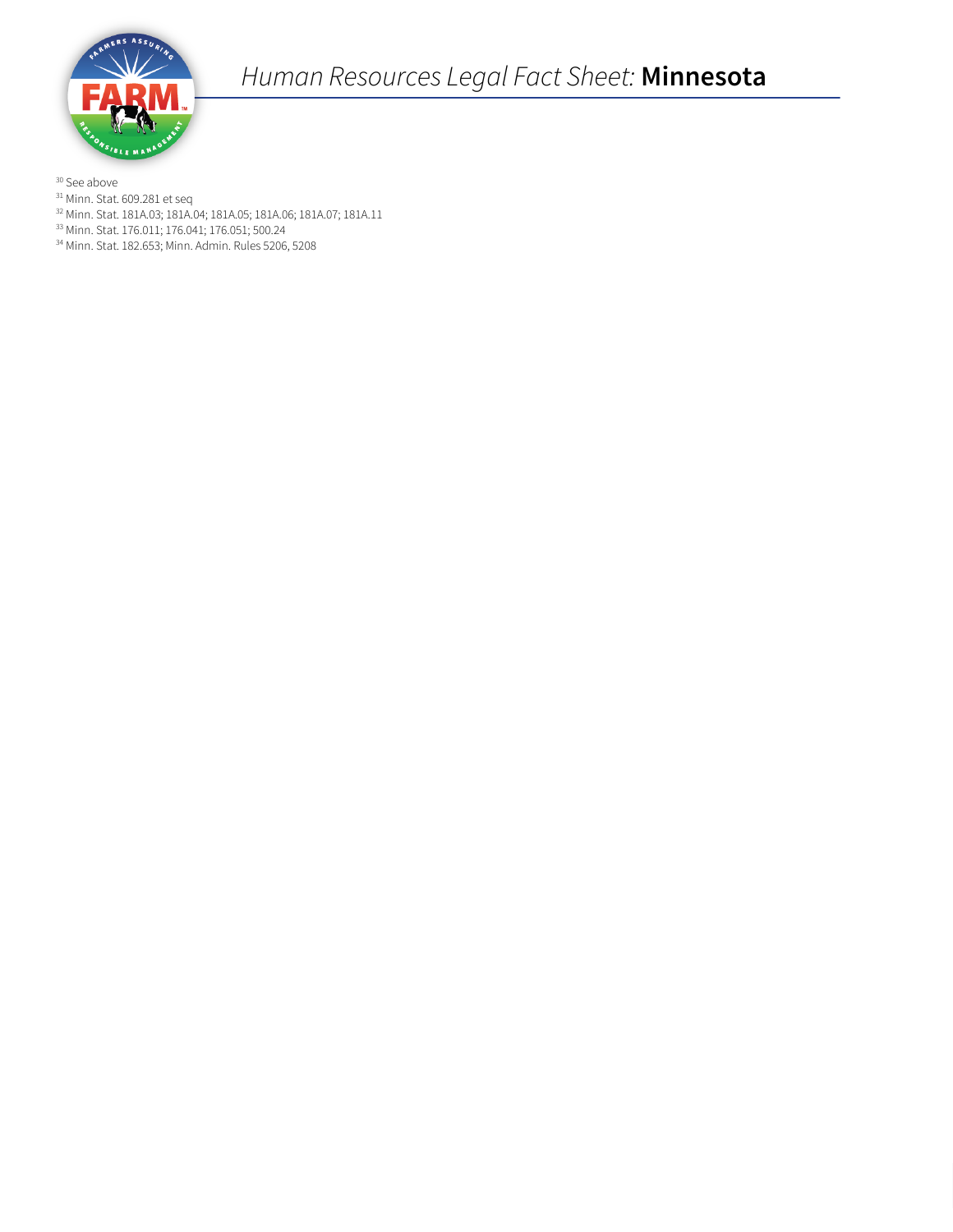[30] See above
[31] Minn. Stat. 609.281 et seq
[32] Minn. Stat. 181A.03; 181A.04; 181A.05; 181A.06; 181A.07; 181A.11
[33] Minn. Stat. 176.011; 176.041; 176.051; 500.24
[34] Minn. Stat. 182.653; Minn. Admin. Rules 5206, 5208